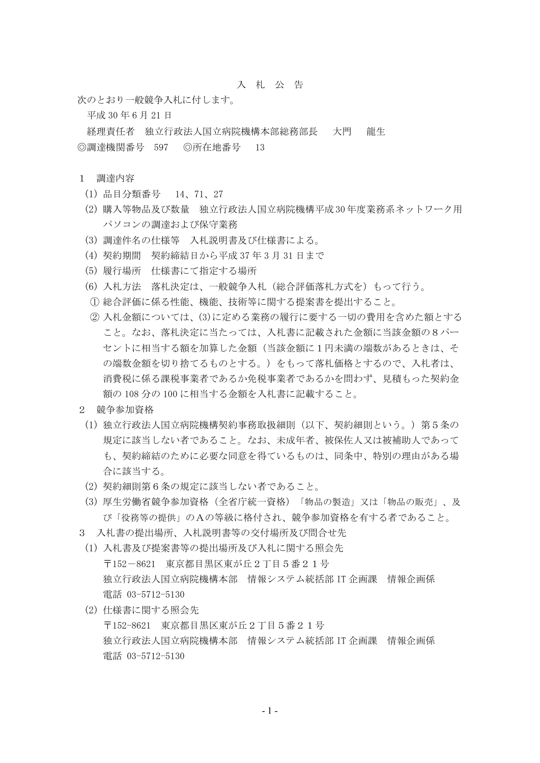# 入　札　公　告

次のとおり一般競争入札に付します。

平成 30 年 6 月 21 日

経理責任者　独立行政法人国立病院機構本部総務部長　　大門　　龍生

◎調達機関番号　597　　◎所在地番号　　13

1　調達内容

(1) 品目分類番号　　14、71、27

(2) 購入等物品及び数量　独立行政法人国立病院機構平成30年度業務系ネットワーク用パソコンの調達および保守業務

(3) 調達件名の仕様等　入札説明書及び仕様書による。

(4) 契約期間　契約締結日から平成 37 年 3 月 31 日まで

(5) 履行場所　仕様書にて指定する場所

(6) 入札方法　落札決定は、一般競争入札（総合評価落札方式を）もって行う。

① 総合評価に係る性能、機能、技術等に関する提案書を提出すること。

② 入札金額については、(3)に定める業務の履行に要する一切の費用を含めた額とすること。なお、落札決定に当たっては、入札書に記載された金額に当該金額の８パーセントに相当する額を加算した金額（当該金額に１円未満の端数があるときは、その端数金額を切り捨てるものとする。）をもって落札価格とするので、入札者は、消費税に係る課税事業者であるか免税事業者であるかを問わず、見積もった契約金額の 108 分の 100 に相当する金額を入札書に記載すること。

2　競争参加資格

(1) 独立行政法人国立病院機構契約事務取扱細則（以下、契約細則という。）第５条の規定に該当しない者であること。なお、未成年者、被保佐人又は被補助人であっても、契約締結のために必要な同意を得ているものは、同条中、特別の理由がある場合に該当する。

(2) 契約細則第６条の規定に該当しない者であること。

(3) 厚生労働省競争参加資格（全省庁統一資格）「物品の製造」又は「物品の販売」、及び「役務等の提供」のＡの等級に格付され、競争参加資格を有する者であること。

3　入札書の提出場所、入札説明書等の交付場所及び問合せ先

(1) 入札書及び提案書等の提出場所及び入札に関する照会先

〒152－8621　東京都目黒区東が丘２丁目５番２１号

独立行政法人国立病院機構本部　情報システム統括部 IT 企画課　情報企画係

電話 03-5712-5130

(2) 仕様書に関する照会先

〒152-8621　東京都目黒区東が丘２丁目５番２１号

独立行政法人国立病院機構本部　情報システム統括部 IT 企画課　情報企画係

電話 03-5712-5130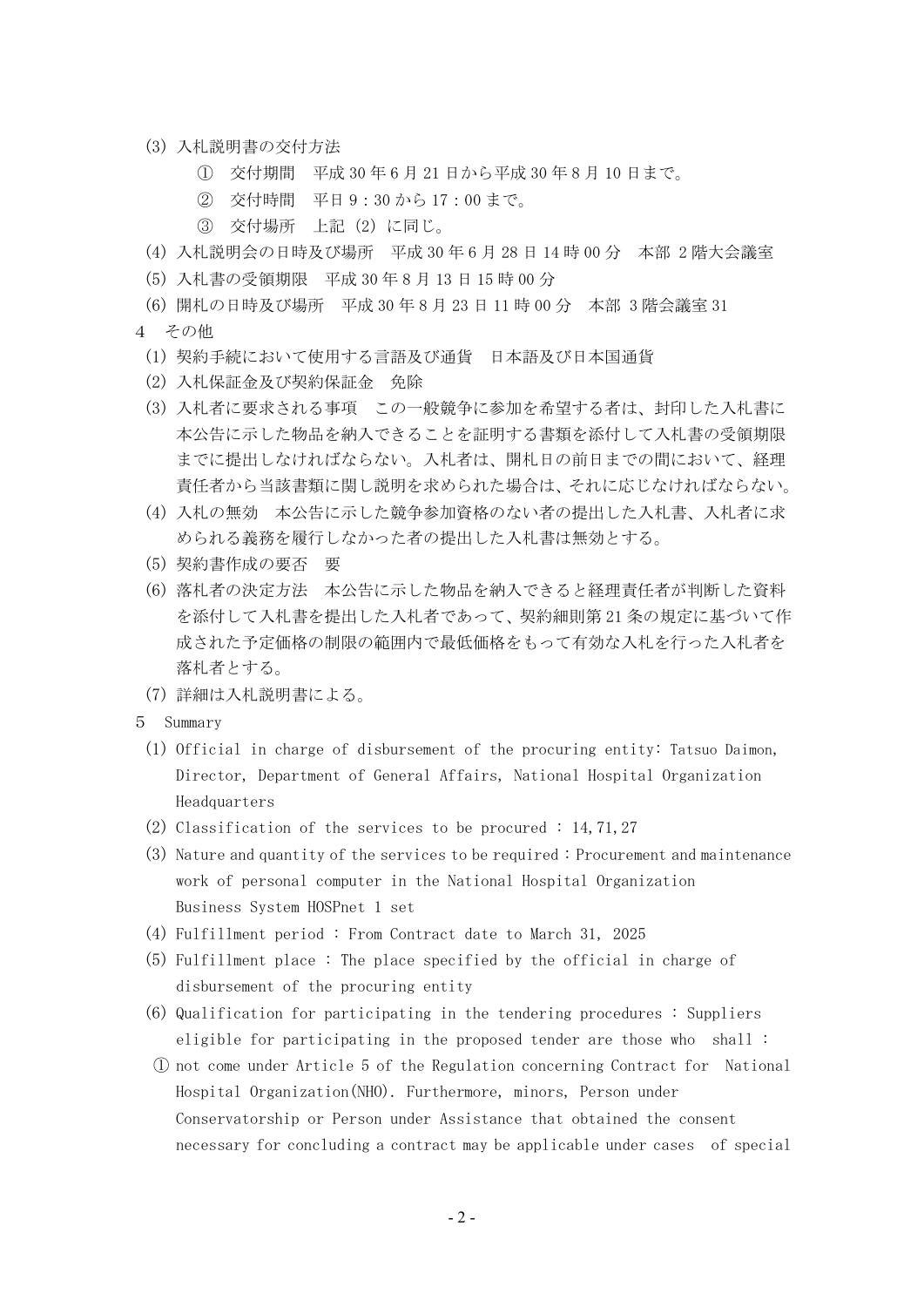(3) 入札説明書の交付方法

　① 交付期間　平成 30 年 6 月 21 日から平成 30 年 8 月 10 日まで。

　② 交付時間　平日 9：30 から 17：00 まで。

　③ 交付場所　上記 (2) に同じ。

(4) 入札説明会の日時及び場所　平成 30 年 6 月 28 日 14 時 00 分　本部 2 階大会議室

(5) 入札書の受領期限　平成 30 年 8 月 13 日 15 時 00 分

(6) 開札の日時及び場所　平成 30 年 8 月 23 日 11 時 00 分　本部 3 階会議室 31

4　その他

(1) 契約手続において使用する言語及び通貨　日本語及び日本国通貨

(2) 入札保証金及び契約保証金　免除

(3) 入札者に要求される事項　この一般競争に参加を希望する者は、封印した入札書に本公告に示した物品を納入できることを証明する書類を添付して入札書の受領期限までに提出しなければならない。入札者は、開札日の前日までの間において、経理責任者から当該書類に関し説明を求められた場合は、それに応じなければならない。

(4) 入札の無効　本公告に示した競争参加資格のない者の提出した入札書、入札者に求められる義務を履行しなかった者の提出した入札書は無効とする。

(5) 契約書作成の要否　要

(6) 落札者の決定方法　本公告に示した物品を納入できると経理責任者が判断した資料を添付して入札書を提出した入札者であって、契約細則第 21 条の規定に基づいて作成された予定価格の制限の範囲内で最低価格をもって有効な入札を行った入札者を落札者とする。

(7) 詳細は入札説明書による。

5　Summary

(1) Official in charge of disbursement of the procuring entity: Tatsuo Daimon, Director, Department of General Affairs, National Hospital Organization Headquarters

(2) Classification of the services to be procured : 14,71,27

(3) Nature and quantity of the services to be required：Procurement and maintenance work of personal computer in the National Hospital Organization Business System HOSPnet 1 set

(4) Fulfillment period : From Contract date to March 31, 2025

(5) Fulfillment place : The place specified by the official in charge of disbursement of the procuring entity

(6) Qualification for participating in the tendering procedures : Suppliers eligible for participating in the proposed tender are those who shall :

① not come under Article 5 of the Regulation concerning Contract for National Hospital Organization(NHO). Furthermore, minors, Person under Conservatorship or Person under Assistance that obtained the consent necessary for concluding a contract may be applicable under cases of special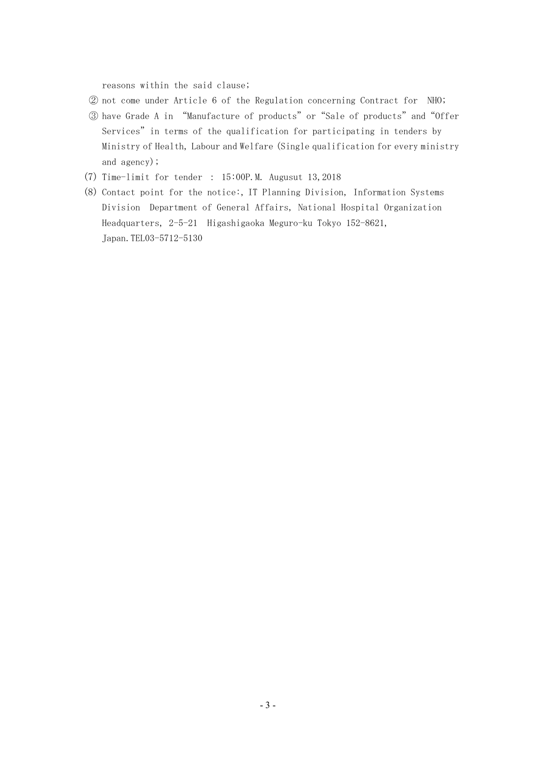reasons within the said clause;

② not come under Article 6 of the Regulation concerning Contract for  NHO;

③ have Grade A in  “Manufacture of products” or “Sale of products” and “Offer Services” in terms of the qualification for participating in tenders by Ministry of Health, Labour and Welfare (Single qualification for every ministry and agency);

(7) Time-limit for tender  :  15:00P.M. Augusut 13,2018

(8) Contact point for the notice:, IT Planning Division, Information Systems Division  Department of General Affairs, National Hospital Organization Headquarters, 2-5-21  Higashigaoka Meguro-ku Tokyo 152-8621, Japan.TEL03-5712-5130